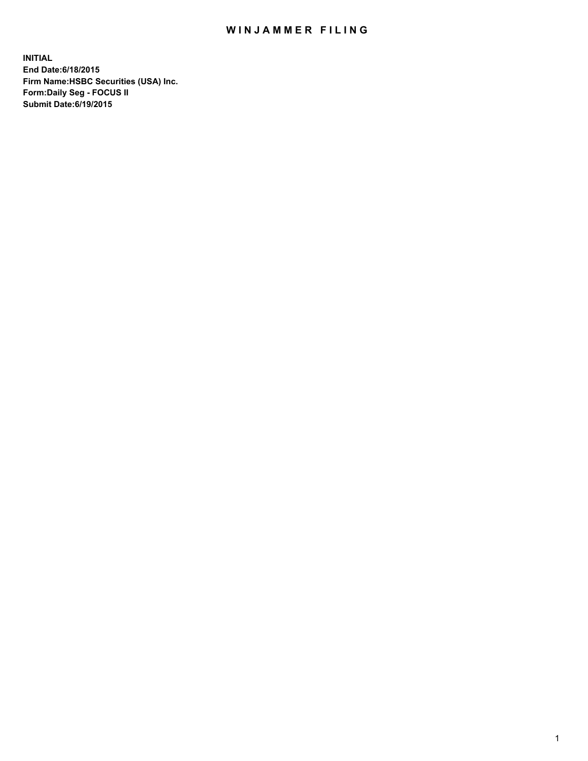# WINJAMMER FILING

**INITIAL**
**End Date:6/18/2015**
**Firm Name:HSBC Securities (USA) Inc.**
**Form:Daily Seg - FOCUS II**
**Submit Date:6/19/2015**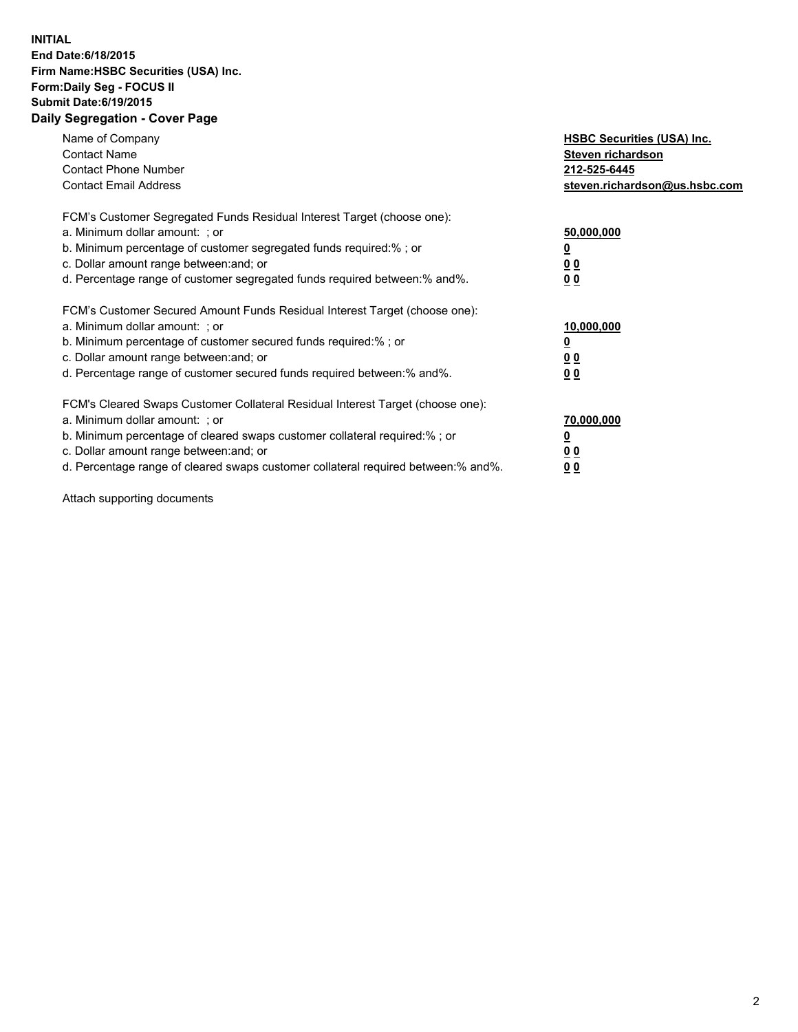**INITIAL**
**End Date:6/18/2015**
**Firm Name:HSBC Securities (USA) Inc.**
**Form:Daily Seg - FOCUS II**
**Submit Date:6/19/2015**

## Daily Segregation - Cover Page

| | |
|---|---|
| Name of Company | **HSBC Securities (USA) Inc.** |
| Contact Name | **Steven richardson** |
| Contact Phone Number | **212-525-6445** |
| Contact Email Address | **steven.richardson@us.hsbc.com** |

| | |
|---|---|
| FCM's Customer Segregated Funds Residual Interest Target (choose one): | |
| a. Minimum dollar amount: ; or | **50,000,000** |
| b. Minimum percentage of customer segregated funds required:% ; or | **0** |
| c. Dollar amount range between:and; or | **0 0** |
| d. Percentage range of customer segregated funds required between:% and%. | **0 0** |

| | |
|---|---|
| FCM's Customer Secured Amount Funds Residual Interest Target (choose one): | |
| a. Minimum dollar amount: ; or | **10,000,000** |
| b. Minimum percentage of customer secured funds required:% ; or | **0** |
| c. Dollar amount range between:and; or | **0 0** |
| d. Percentage range of customer secured funds required between:% and%. | **0 0** |

| | |
|---|---|
| FCM's Cleared Swaps Customer Collateral Residual Interest Target (choose one): | |
| a. Minimum dollar amount: ; or | **70,000,000** |
| b. Minimum percentage of cleared swaps customer collateral required:% ; or | **0** |
| c. Dollar amount range between:and; or | **0 0** |
| d. Percentage range of cleared swaps customer collateral required between:% and%. | **0 0** |

Attach supporting documents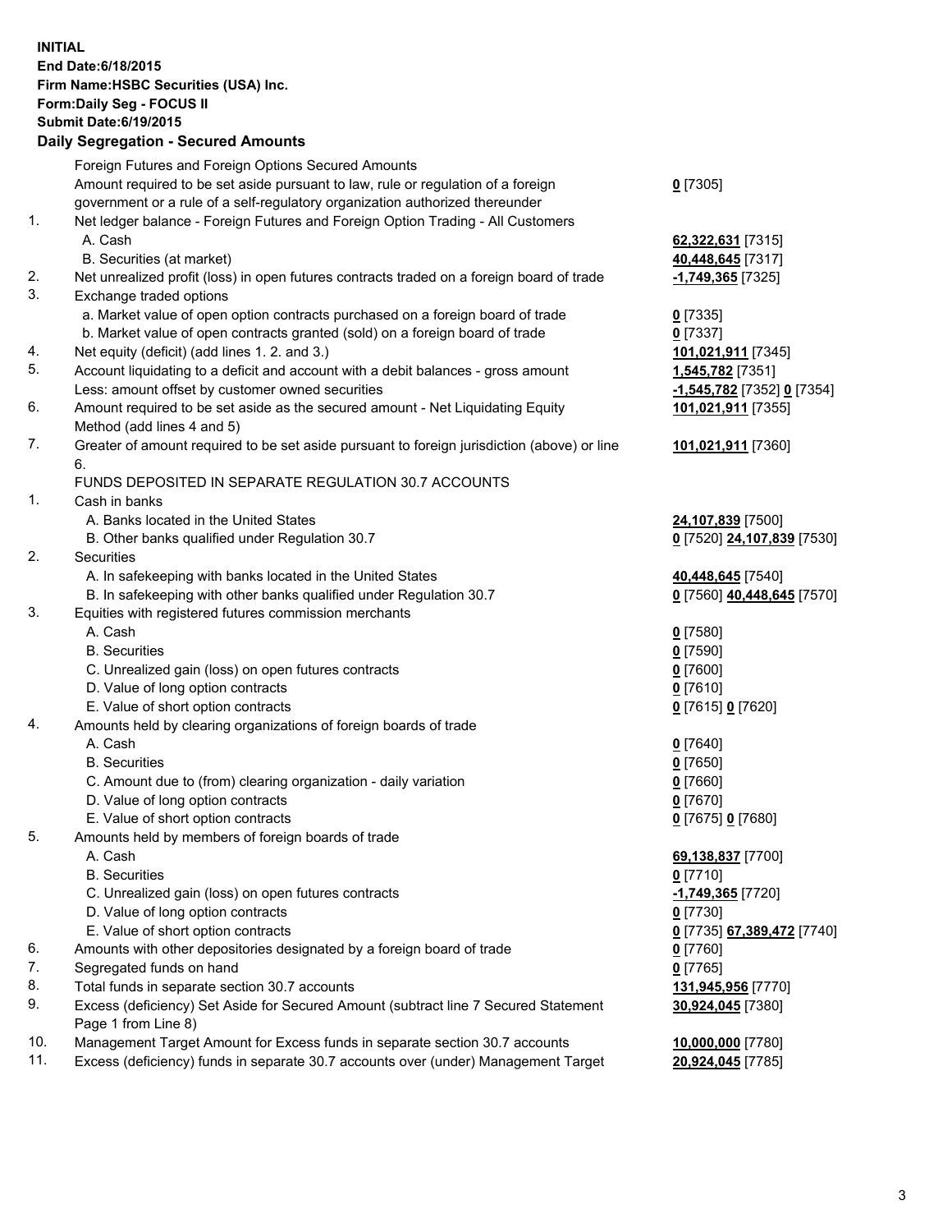**INITIAL**
**End Date:6/18/2015**
**Firm Name:HSBC Securities (USA) Inc.**
**Form:Daily Seg - FOCUS II**
**Submit Date:6/19/2015**

## Daily Segregation - Secured Amounts

| | | |
|---|---|---|
| | Foreign Futures and Foreign Options Secured Amounts | |
| | Amount required to be set aside pursuant to law, rule or regulation of a foreign government or a rule of a self-regulatory organization authorized thereunder | **0** [7305] |
| 1. | Net ledger balance - Foreign Futures and Foreign Option Trading - All Customers | |
| | A. Cash | **62,322,631** [7315] |
| | B. Securities (at market) | **40,448,645** [7317] |
| 2. | Net unrealized profit (loss) in open futures contracts traded on a foreign board of trade | **-1,749,365** [7325] |
| 3. | Exchange traded options | |
| | a. Market value of open option contracts purchased on a foreign board of trade | **0** [7335] |
| | b. Market value of open contracts granted (sold) on a foreign board of trade | **0** [7337] |
| 4. | Net equity (deficit) (add lines 1. 2. and 3.) | **101,021,911** [7345] |
| 5. | Account liquidating to a deficit and account with a debit balances - gross amount | **1,545,782** [7351] |
| | Less: amount offset by customer owned securities | **-1,545,782** [7352] **0** [7354] |
| 6. | Amount required to be set aside as the secured amount - Net Liquidating Equity Method (add lines 4 and 5) | **101,021,911** [7355] |
| 7. | Greater of amount required to be set aside pursuant to foreign jurisdiction (above) or line 6. | **101,021,911** [7360] |
| | FUNDS DEPOSITED IN SEPARATE REGULATION 30.7 ACCOUNTS | |
| 1. | Cash in banks | |
| | A. Banks located in the United States | **24,107,839** [7500] |
| | B. Other banks qualified under Regulation 30.7 | **0** [7520] **24,107,839** [7530] |
| 2. | Securities | |
| | A. In safekeeping with banks located in the United States | **40,448,645** [7540] |
| | B. In safekeeping with other banks qualified under Regulation 30.7 | **0** [7560] **40,448,645** [7570] |
| 3. | Equities with registered futures commission merchants | |
| | A. Cash | **0** [7580] |
| | B. Securities | **0** [7590] |
| | C. Unrealized gain (loss) on open futures contracts | **0** [7600] |
| | D. Value of long option contracts | **0** [7610] |
| | E. Value of short option contracts | **0** [7615] **0** [7620] |
| 4. | Amounts held by clearing organizations of foreign boards of trade | |
| | A. Cash | **0** [7640] |
| | B. Securities | **0** [7650] |
| | C. Amount due to (from) clearing organization - daily variation | **0** [7660] |
| | D. Value of long option contracts | **0** [7670] |
| | E. Value of short option contracts | **0** [7675] **0** [7680] |
| 5. | Amounts held by members of foreign boards of trade | |
| | A. Cash | **69,138,837** [7700] |
| | B. Securities | **0** [7710] |
| | C. Unrealized gain (loss) on open futures contracts | **-1,749,365** [7720] |
| | D. Value of long option contracts | **0** [7730] |
| | E. Value of short option contracts | **0** [7735] **67,389,472** [7740] |
| 6. | Amounts with other depositories designated by a foreign board of trade | **0** [7760] |
| 7. | Segregated funds on hand | **0** [7765] |
| 8. | Total funds in separate section 30.7 accounts | **131,945,956** [7770] |
| 9. | Excess (deficiency) Set Aside for Secured Amount (subtract line 7 Secured Statement Page 1 from Line 8) | **30,924,045** [7380] |
| 10. | Management Target Amount for Excess funds in separate section 30.7 accounts | **10,000,000** [7780] |
| 11. | Excess (deficiency) funds in separate 30.7 accounts over (under) Management Target | **20,924,045** [7785] |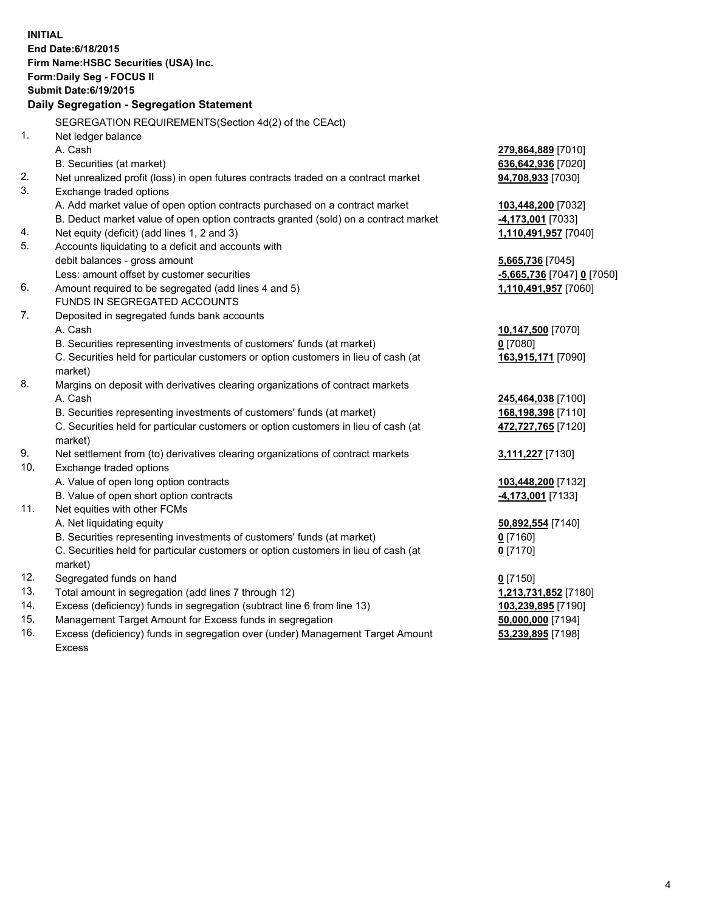**INITIAL**
**End Date:6/18/2015**
**Firm Name:HSBC Securities (USA) Inc.**
**Form:Daily Seg - FOCUS II**
**Submit Date:6/19/2015**

**Daily Segregation - Segregation Statement**

| | | |
|---|---|---|
| | SEGREGATION REQUIREMENTS(Section 4d(2) of the CEAct) | |
| 1. | Net ledger balance | |
| | A. Cash | **279,864,889** [7010] |
| | B. Securities (at market) | **636,642,936** [7020] |
| 2. | Net unrealized profit (loss) in open futures contracts traded on a contract market | **94,708,933** [7030] |
| 3. | Exchange traded options | |
| | A. Add market value of open option contracts purchased on a contract market | **103,448,200** [7032] |
| | B. Deduct market value of open option contracts granted (sold) on a contract market | **-4,173,001** [7033] |
| 4. | Net equity (deficit) (add lines 1, 2 and 3) | **1,110,491,957** [7040] |
| 5. | Accounts liquidating to a deficit and accounts with debit balances - gross amount | **5,665,736** [7045] |
| | Less: amount offset by customer securities | **-5,665,736** [7047] **0** [7050] |
| 6. | Amount required to be segregated (add lines 4 and 5) | **1,110,491,957** [7060] |
| | FUNDS IN SEGREGATED ACCOUNTS | |
| 7. | Deposited in segregated funds bank accounts | |
| | A. Cash | **10,147,500** [7070] |
| | B. Securities representing investments of customers' funds (at market) | **0** [7080] |
| | C. Securities held for particular customers or option customers in lieu of cash (at market) | **163,915,171** [7090] |
| 8. | Margins on deposit with derivatives clearing organizations of contract markets | |
| | A. Cash | **245,464,038** [7100] |
| | B. Securities representing investments of customers' funds (at market) | **168,198,398** [7110] |
| | C. Securities held for particular customers or option customers in lieu of cash (at market) | **472,727,765** [7120] |
| 9. | Net settlement from (to) derivatives clearing organizations of contract markets | **3,111,227** [7130] |
| 10. | Exchange traded options | |
| | A. Value of open long option contracts | **103,448,200** [7132] |
| | B. Value of open short option contracts | **-4,173,001** [7133] |
| 11. | Net equities with other FCMs | |
| | A. Net liquidating equity | **50,892,554** [7140] |
| | B. Securities representing investments of customers' funds (at market) | **0** [7160] |
| | C. Securities held for particular customers or option customers in lieu of cash (at market) | **0** [7170] |
| 12. | Segregated funds on hand | **0** [7150] |
| 13. | Total amount in segregation (add lines 7 through 12) | **1,213,731,852** [7180] |
| 14. | Excess (deficiency) funds in segregation (subtract line 6 from line 13) | **103,239,895** [7190] |
| 15. | Management Target Amount for Excess funds in segregation | **50,000,000** [7194] |
| 16. | Excess (deficiency) funds in segregation over (under) Management Target Amount Excess | **53,239,895** [7198] |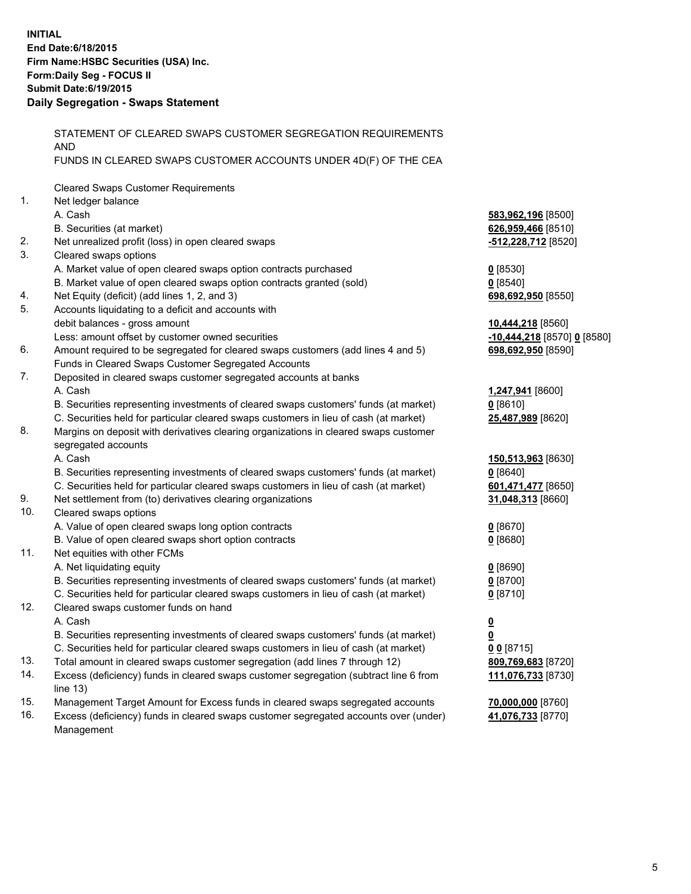**INITIAL**
**End Date:6/18/2015**
**Firm Name:HSBC Securities (USA) Inc.**
**Form:Daily Seg - FOCUS II**
**Submit Date:6/19/2015**
**Daily Segregation - Swaps Statement**

STATEMENT OF CLEARED SWAPS CUSTOMER SEGREGATION REQUIREMENTS AND FUNDS IN CLEARED SWAPS CUSTOMER ACCOUNTS UNDER 4D(F) OF THE CEA

| | | |
|---|---|---|
| | Cleared Swaps Customer Requirements | |
| 1. | Net ledger balance | |
| | A. Cash | **583,962,196** [8500] |
| | B. Securities (at market) | **626,959,466** [8510] |
| 2. | Net unrealized profit (loss) in open cleared swaps | **-512,228,712** [8520] |
| 3. | Cleared swaps options | |
| | A. Market value of open cleared swaps option contracts purchased | **0** [8530] |
| | B. Market value of open cleared swaps option contracts granted (sold) | **0** [8540] |
| 4. | Net Equity (deficit) (add lines 1, 2, and 3) | **698,692,950** [8550] |
| 5. | Accounts liquidating to a deficit and accounts with debit balances - gross amount | **10,444,218** [8560] |
| | Less: amount offset by customer owned securities | **-10,444,218** [8570] **0** [8580] |
| 6. | Amount required to be segregated for cleared swaps customers (add lines 4 and 5) | **698,692,950** [8590] |
| | Funds in Cleared Swaps Customer Segregated Accounts | |
| 7. | Deposited in cleared swaps customer segregated accounts at banks | |
| | A. Cash | **1,247,941** [8600] |
| | B. Securities representing investments of cleared swaps customers' funds (at market) | **0** [8610] |
| | C. Securities held for particular cleared swaps customers in lieu of cash (at market) | **25,487,989** [8620] |
| 8. | Margins on deposit with derivatives clearing organizations in cleared swaps customer segregated accounts | |
| | A. Cash | **150,513,963** [8630] |
| | B. Securities representing investments of cleared swaps customers' funds (at market) | **0** [8640] |
| | C. Securities held for particular cleared swaps customers in lieu of cash (at market) | **601,471,477** [8650] |
| 9. | Net settlement from (to) derivatives clearing organizations | **31,048,313** [8660] |
| 10. | Cleared swaps options | |
| | A. Value of open cleared swaps long option contracts | **0** [8670] |
| | B. Value of open cleared swaps short option contracts | **0** [8680] |
| 11. | Net equities with other FCMs | |
| | A. Net liquidating equity | **0** [8690] |
| | B. Securities representing investments of cleared swaps customers' funds (at market) | **0** [8700] |
| | C. Securities held for particular cleared swaps customers in lieu of cash (at market) | **0** [8710] |
| 12. | Cleared swaps customer funds on hand | |
| | A. Cash | **0** |
| | B. Securities representing investments of cleared swaps customers' funds (at market) | **0** |
| | C. Securities held for particular cleared swaps customers in lieu of cash (at market) | **0** **0** [8715] |
| 13. | Total amount in cleared swaps customer segregation (add lines 7 through 12) | **809,769,683** [8720] |
| 14. | Excess (deficiency) funds in cleared swaps customer segregation (subtract line 6 from line 13) | **111,076,733** [8730] |
| 15. | Management Target Amount for Excess funds in cleared swaps segregated accounts | **70,000,000** [8760] |
| 16. | Excess (deficiency) funds in cleared swaps customer segregated accounts over (under) Management | **41,076,733** [8770] |